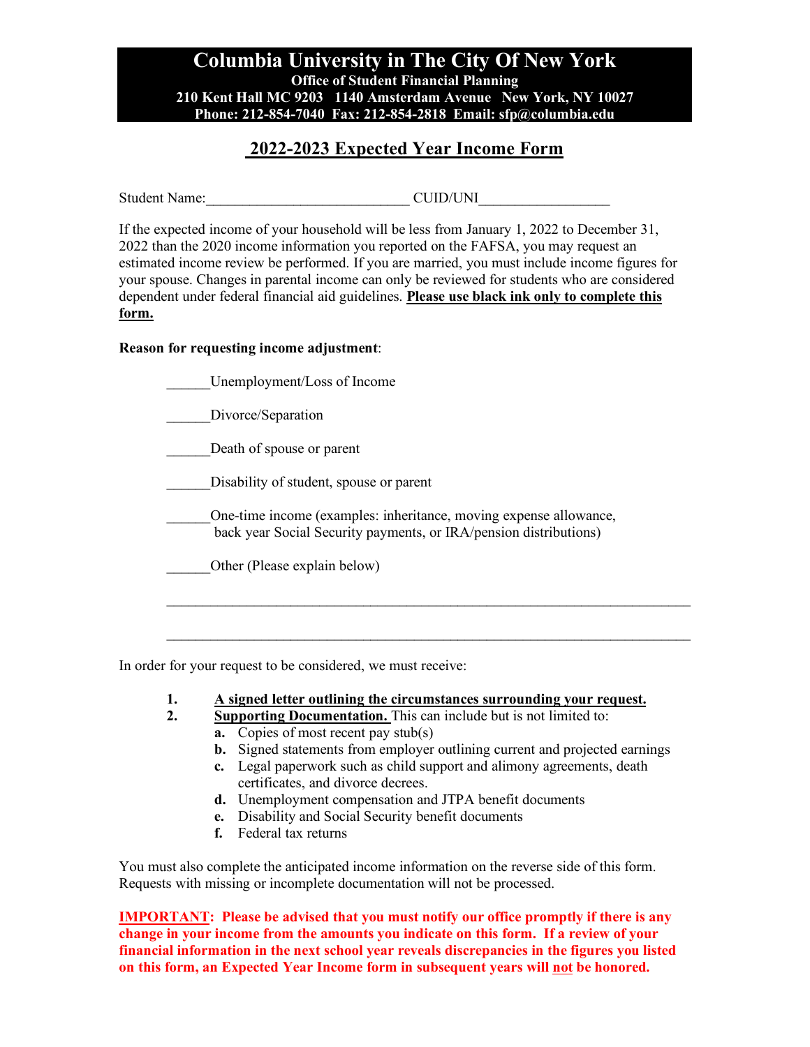# Columbia University in The City Of New York

**Office of Student Financial Planning**
**210 Kent Hall MC 9203 1140 Amsterdam Avenue New York, NY 10027**
**Phone: 212-854-7040 Fax: 212-854-2818 Email: sfp@columbia.edu**

## 2022-2023 Expected Year Income Form

Student Name:___________________________ CUID/UNI_________________

If the expected income of your household will be less from January 1, 2022 to December 31, 2022 than the 2020 income information you reported on the FAFSA, you may request an estimated income review be performed. If you are married, you must include income figures for your spouse. Changes in parental income can only be reviewed for students who are considered dependent under federal financial aid guidelines. **Please use black ink only to complete this form.**

**Reason for requesting income adjustment**:

______Unemployment/Loss of Income

______Divorce/Separation

______Death of spouse or parent

______Disability of student, spouse or parent

______One-time income (examples: inheritance, moving expense allowance, back year Social Security payments, or IRA/pension distributions)

______Other (Please explain below)

_______________________________________________________________________

_______________________________________________________________________

In order for your request to be considered, we must receive:

1. **A signed letter outlining the circumstances surrounding your request.**
2. **Supporting Documentation.** This can include but is not limited to:
   - **a.** Copies of most recent pay stub(s)
   - **b.** Signed statements from employer outlining current and projected earnings
   - **c.** Legal paperwork such as child support and alimony agreements, death certificates, and divorce decrees.
   - **d.** Unemployment compensation and JTPA benefit documents
   - **e.** Disability and Social Security benefit documents
   - **f.** Federal tax returns

You must also complete the anticipated income information on the reverse side of this form. Requests with missing or incomplete documentation will not be processed.

**IMPORTANT: Please be advised that you must notify our office promptly if there is any change in your income from the amounts you indicate on this form. If a review of your financial information in the next school year reveals discrepancies in the figures you listed on this form, an Expected Year Income form in subsequent years will not be honored.**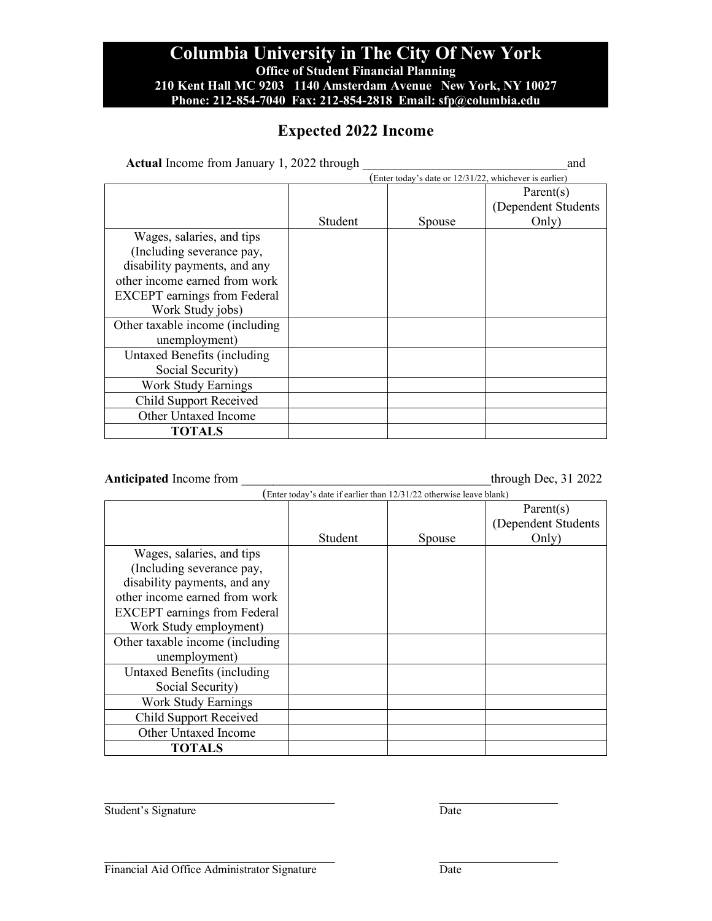# Columbia University in The City Of New York

**Office of Student Financial Planning**
**210 Kent Hall MC 9203   1140 Amsterdam Avenue   New York, NY 10027**
**Phone: 212-854-7040  Fax: 212-854-2818  Email: sfp@columbia.edu**

## Expected 2022 Income

**Actual** Income from January 1, 2022 through ________________________________and
(Enter today's date or 12/31/22, whichever is earlier)

| | Student | Spouse | Parent(s) (Dependent Students Only) |
|---|---|---|---|
| Wages, salaries, and tips (Including severance pay, disability payments, and any other income earned from work EXCEPT earnings from Federal Work Study jobs) | | | |
| Other taxable income (including unemployment) | | | |
| Untaxed Benefits (including Social Security) | | | |
| Work Study Earnings | | | |
| Child Support Received | | | |
| Other Untaxed Income | | | |
| **TOTALS** | | | |

**Anticipated** Income from ______________________________________through Dec, 31 2022
(Enter today's date if earlier than 12/31/22 otherwise leave blank)

| | Student | Spouse | Parent(s) (Dependent Students Only) |
|---|---|---|---|
| Wages, salaries, and tips (Including severance pay, disability payments, and any other income earned from work EXCEPT earnings from Federal Work Study employment) | | | |
| Other taxable income (including unemployment) | | | |
| Untaxed Benefits (including Social Security) | | | |
| Work Study Earnings | | | |
| Child Support Received | | | |
| Other Untaxed Income | | | |
| **TOTALS** | | | |

____________________________________ ____________________
Student's Signature Date

____________________________________ ____________________
Financial Aid Office Administrator Signature Date